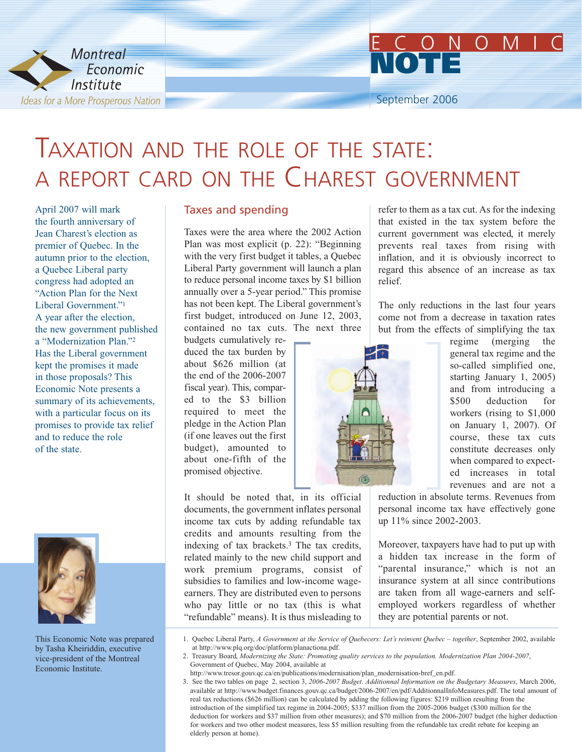Montreal Economic Institute

*Ideas for a More Prosperous Nation*

ECONOMIC NOTE

September 2006

# TAXATION AND THE ROLE OF THE STATE: A REPORT CARD ON THE CHAREST GOVERNMENT

April 2007 will mark the fourth anniversary of Jean Charest's election as premier of Quebec. In the autumn prior to the election, a Quebec Liberal party congress had adopted an "Action Plan for the Next Liberal Government."[1] A year after the election, the new government published a "Modernization Plan."[2] Has the Liberal government kept the promises it made in those proposals? This Economic Note presents a summary of its achievements, with a particular focus on its promises to provide tax relief and to reduce the role of the state.

This Economic Note was prepared by Tasha Kheiriddin, executive vice-president of the Montreal Economic Institute.

## Taxes and spending

Taxes were the area where the 2002 Action Plan was most explicit (p. 22): "Beginning with the very first budget it tables, a Quebec Liberal Party government will launch a plan to reduce personal income taxes by $1 billion annually over a 5-year period." This promise has not been kept. The Liberal government's first budget, introduced on June 12, 2003, contained no tax cuts. The next three budgets cumulatively reduced the tax burden by about $626 million (at the end of the 2006-2007 fiscal year). This, compared to the $3 billion required to meet the pledge in the Action Plan (if one leaves out the first budget), amounted to about one-fifth of the promised objective.

It should be noted that, in its official documents, the government inflates personal income tax cuts by adding refundable tax credits and amounts resulting from the indexing of tax brackets.[3] The tax credits, related mainly to the new child support and work premium programs, consist of subsidies to families and low-income wage-earners. They are distributed even to persons who pay little or no tax (this is what "refundable" means). It is thus misleading to refer to them as a tax cut. As for the indexing that existed in the tax system before the current government was elected, it merely prevents real taxes from rising with inflation, and it is obviously incorrect to regard this absence of an increase as tax relief.

The only reductions in the last four years come not from a decrease in taxation rates but from the effects of simplifying the tax regime (merging the general tax regime and the so-called simplified one, starting January 1, 2005) and from introducing a $500 deduction for workers (rising to $1,000 on January 1, 2007). Of course, these tax cuts constitute decreases only when compared to expected increases in total revenues and are not a reduction in absolute terms. Revenues from personal income tax have effectively gone up 11% since 2002-2003.

Moreover, taxpayers have had to put up with a hidden tax increase in the form of "parental insurance," which is not an insurance system at all since contributions are taken from all wage-earners and self-employed workers regardless of whether they are potential parents or not.

---

1. Quebec Liberal Party, *A Government at the Service of Quebecers: Let's reinvent Quebec – together*, September 2002, available at http://www.plq.org/doc/platform/planactiona.pdf.
2. Treasury Board, *Modernizing the State: Promoting quality services to the population. Modernization Plan 2004-2007*, Government of Quebec, May 2004, available at http://www.tresor.gouv.qc.ca/en/publications/modernisation/plan_modernisation-bref_en.pdf.
3. See the two tables on page 2, section 3, *2006-2007 Budget. Additionnal Information on the Budgetary Measures*, March 2006, available at http://www.budget.finances.gouv.qc.ca/budget/2006-2007/en/pdf/AdditionnalInfoMeasures.pdf. The total amount of real tax reductions ($626 million) can be calculated by adding the following figures: $219 million resulting from the introduction of the simplified tax regime in 2004-2005; $337 million from the 2005-2006 budget ($300 million for the deduction for workers and $37 million from other measures); and $70 million from the 2006-2007 budget (the higher deduction for workers and two other modest measures, less $5 million resulting from the refundable tax credit rebate for keeping an elderly person at home).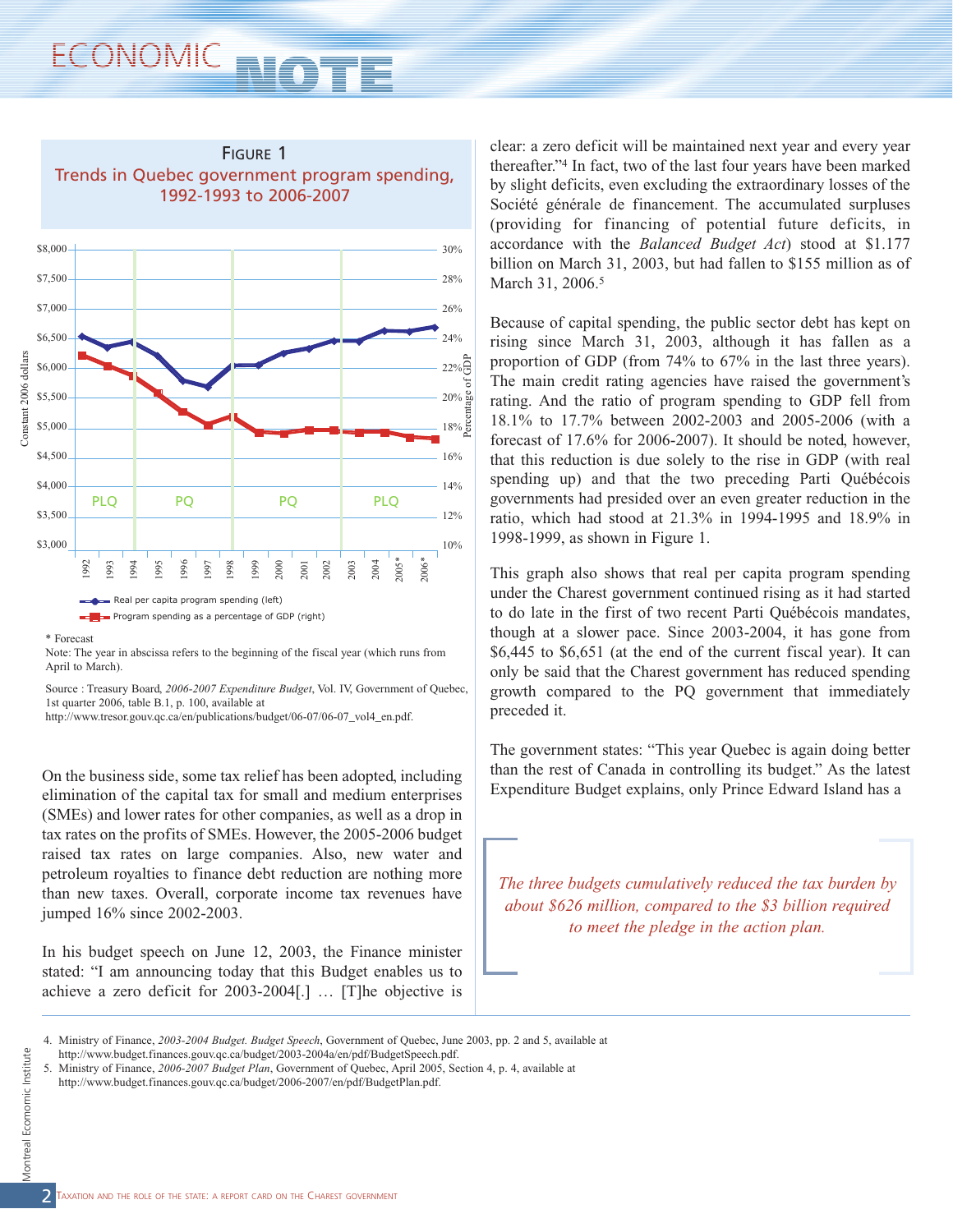**Figure 1**
**Trends in Quebec government program spending, 1992-1993 to 2006-2007**

\* Forecast

Note: The year in abscissa refers to the beginning of the fiscal year (which runs from April to March).

Source : Treasury Board, *2006-2007 Expenditure Budget*, Vol. IV, Government of Quebec, 1st quarter 2006, table B.1, p. 100, available at http://www.tresor.gouv.qc.ca/en/publications/budget/06-07/06-07_vol4_en.pdf.

On the business side, some tax relief has been adopted, including elimination of the capital tax for small and medium enterprises (SMEs) and lower rates for other companies, as well as a drop in tax rates on the profits of SMEs. However, the 2005-2006 budget raised tax rates on large companies. Also, new water and petroleum royalties to finance debt reduction are nothing more than new taxes. Overall, corporate income tax revenues have jumped 16% since 2002-2003.

In his budget speech on June 12, 2003, the Finance minister stated: "I am announcing today that this Budget enables us to achieve a zero deficit for 2003-2004[.] … [T]he objective is clear: a zero deficit will be maintained next year and every year thereafter."[4] In fact, two of the last four years have been marked by slight deficits, even excluding the extraordinary losses of the Société générale de financement. The accumulated surpluses (providing for financing of potential future deficits, in accordance with the *Balanced Budget Act*) stood at $1.177 billion on March 31, 2003, but had fallen to $155 million as of March 31, 2006.[5]

Because of capital spending, the public sector debt has kept on rising since March 31, 2003, although it has fallen as a proportion of GDP (from 74% to 67% in the last three years). The main credit rating agencies have raised the government's rating. And the ratio of program spending to GDP fell from 18.1% to 17.7% between 2002-2003 and 2005-2006 (with a forecast of 17.6% for 2006-2007). It should be noted, however, that this reduction is due solely to the rise in GDP (with real spending up) and that the two preceding Parti Québécois governments had presided over an even greater reduction in the ratio, which had stood at 21.3% in 1994-1995 and 18.9% in 1998-1999, as shown in Figure 1.

This graph also shows that real per capita program spending under the Charest government continued rising as it had started to do late in the first of two recent Parti Québécois mandates, though at a slower pace. Since 2003-2004, it has gone from $6,445 to $6,651 (at the end of the current fiscal year). It can only be said that the Charest government has reduced spending growth compared to the PQ government that immediately preceded it.

The government states: "This year Quebec is again doing better than the rest of Canada in controlling its budget." As the latest Expenditure Budget explains, only Prince Edward Island has a

> *The three budgets cumulatively reduced the tax burden by about $626 million, compared to the $3 billion required to meet the pledge in the action plan.*

4. Ministry of Finance, *2003-2004 Budget. Budget Speech*, Government of Quebec, June 2003, pp. 2 and 5, available at http://www.budget.finances.gouv.qc.ca/budget/2003-2004a/en/pdf/BudgetSpeech.pdf.
5. Ministry of Finance, *2006-2007 Budget Plan*, Government of Quebec, April 2005, Section 4, p. 4, available at http://www.budget.finances.gouv.qc.ca/budget/2006-2007/en/pdf/BudgetPlan.pdf.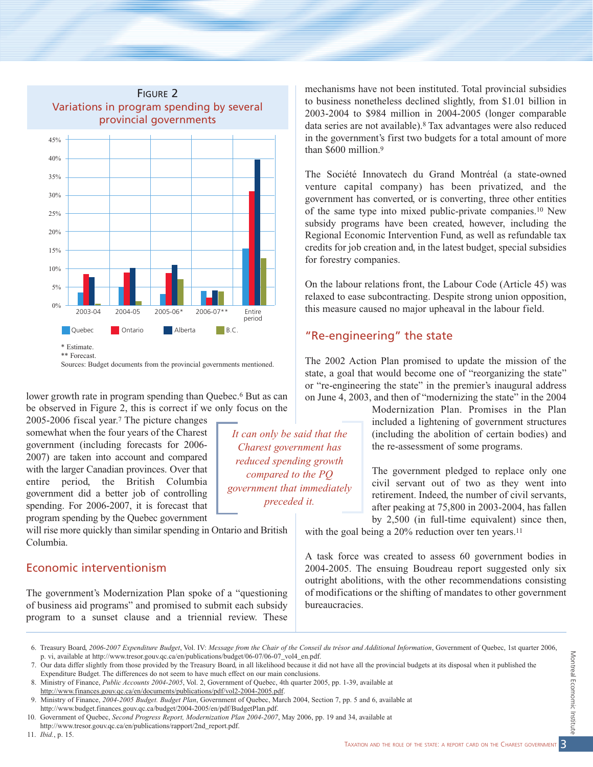## Figure 2
### Variations in program spending by several provincial governments

| | Quebec | Ontario | Alberta | B.C. |
|---|---|---|---|---|
| 2003-04 | | | | |
| 2004-05 | | | | |
| 2005-06* | | | | |
| 2006-07** | | | | |
| Entire period | | | | |

\* Estimate.
\*\* Forecast.
Sources: Budget documents from the provincial governments mentioned.

lower growth rate in program spending than Quebec.[6] But as can be observed in Figure 2, this is correct if we only focus on the 2005-2006 fiscal year.[7] The picture changes somewhat when the four years of the Charest government (including forecasts for 2006-2007) are taken into account and compared with the larger Canadian provinces. Over that entire period, the British Columbia government did a better job of controlling spending. For 2006-2007, it is forecast that program spending by the Quebec government will rise more quickly than similar spending in Ontario and British Columbia.

> *It can only be said that the Charest government has reduced spending growth compared to the PQ government that immediately preceded it.*

## Economic interventionism

The government's Modernization Plan spoke of a "questioning of business aid programs" and promised to submit each subsidy program to a sunset clause and a triennial review. These mechanisms have not been instituted. Total provincial subsidies to business nonetheless declined slightly, from $1.01 billion in 2003-2004 to $984 million in 2004-2005 (longer comparable data series are not available).[8] Tax advantages were also reduced in the government's first two budgets for a total amount of more than $600 million.[9]

The Société Innovatech du Grand Montréal (a state-owned venture capital company) has been privatized, and the government has converted, or is converting, three other entities of the same type into mixed public-private companies.[10] New subsidy programs have been created, however, including the Regional Economic Intervention Fund, as well as refundable tax credits for job creation and, in the latest budget, special subsidies for forestry companies.

On the labour relations front, the Labour Code (Article 45) was relaxed to ease subcontracting. Despite strong union opposition, this measure caused no major upheaval in the labour field.

## "Re-engineering" the state

The 2002 Action Plan promised to update the mission of the state, a goal that would become one of "reorganizing the state" or "re-engineering the state" in the premier's inaugural address on June 4, 2003, and then of "modernizing the state" in the 2004 Modernization Plan. Promises in the Plan included a lightening of government structures (including the abolition of certain bodies) and the re-assessment of some programs.

The government pledged to replace only one civil servant out of two as they went into retirement. Indeed, the number of civil servants, after peaking at 75,800 in 2003-2004, has fallen by 2,500 (in full-time equivalent) since then, with the goal being a 20% reduction over ten years.[11]

A task force was created to assess 60 government bodies in 2004-2005. The ensuing Boudreau report suggested only six outright abolitions, with the other recommendations consisting of modifications or the shifting of mandates to other government bureaucracies.

---

6. Treasury Board, *2006-2007 Expenditure Budget*, Vol. IV: *Message from the Chair of the Conseil du trésor and Additional Information*, Government of Quebec, 1st quarter 2006, p. vi, available at http://www.tresor.gouv.qc.ca/en/publications/budget/06-07/06-07_vol4_en.pdf.
7. Our data differ slightly from those provided by the Treasury Board, in all likelihood because it did not have all the provincial budgets at its disposal when it published the Expenditure Budget. The differences do not seem to have much effect on our main conclusions.
8. Ministry of Finance, *Public Accounts 2004-2005*, Vol. 2, Government of Quebec, 4th quarter 2005, pp. 1-39, available at http://www.finances.gouv.qc.ca/en/documents/publications/pdf/vol2-2004-2005.pdf.
9. Ministry of Finance, *2004-2005 Budget. Budget Plan*, Government of Quebec, March 2004, Section 7, pp. 5 and 6, available at http://www.budget.finances.gouv.qc.ca/budget/2004-2005/en/pdf/BudgetPlan.pdf.
10. Government of Quebec, *Second Progress Report, Modernization Plan 2004-2007*, May 2006, pp. 19 and 34, available at http://www.tresor.gouv.qc.ca/en/publications/rapport/2nd_report.pdf.
11. *Ibid.*, p. 15.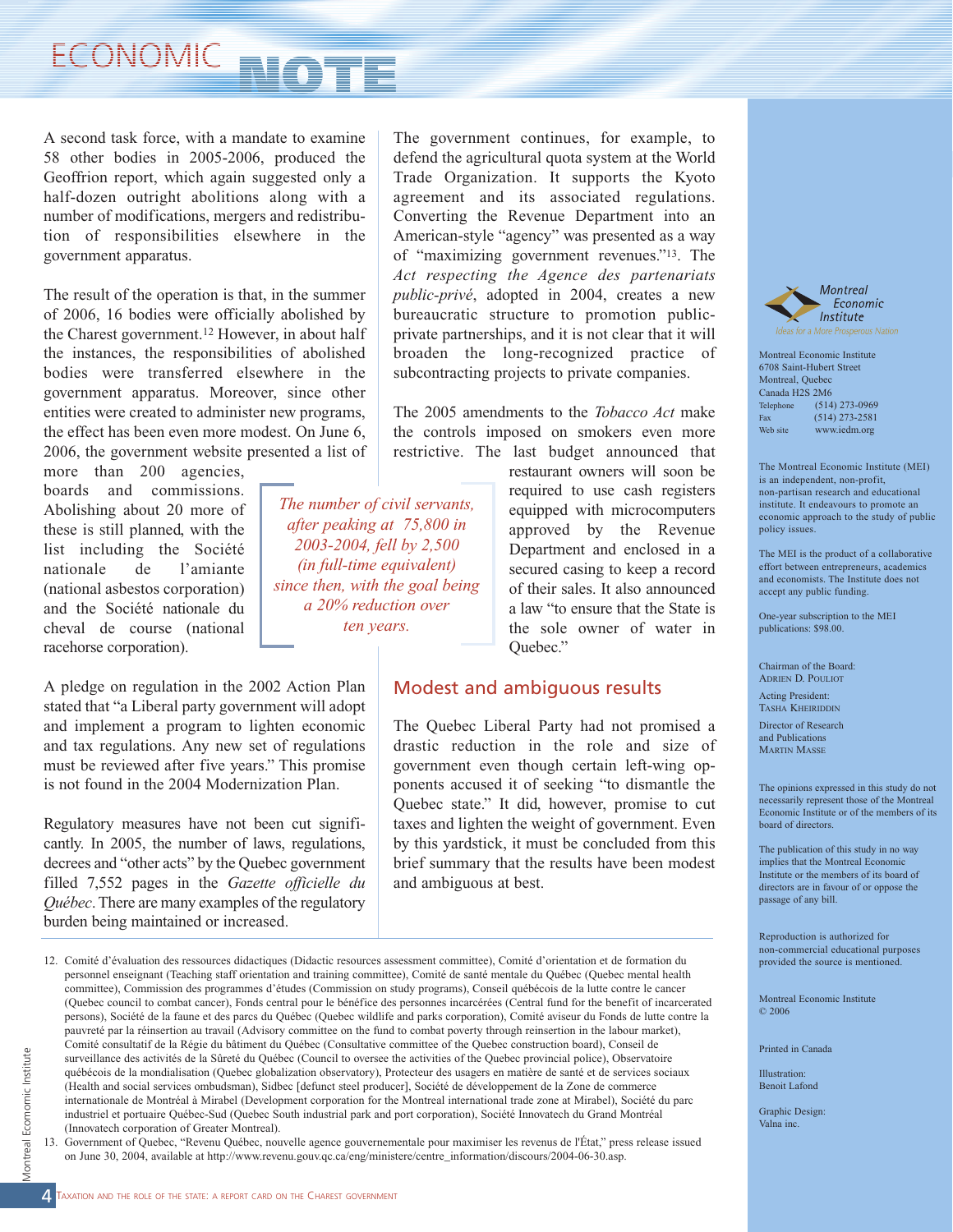A second task force, with a mandate to examine 58 other bodies in 2005-2006, produced the Geoffrion report, which again suggested only a half-dozen outright abolitions along with a number of modifications, mergers and redistribution of responsibilities elsewhere in the government apparatus.

The result of the operation is that, in the summer of 2006, 16 bodies were officially abolished by the Charest government.[12] However, in about half the instances, the responsibilities of abolished bodies were transferred elsewhere in the government apparatus. Moreover, since other entities were created to administer new programs, the effect has been even more modest. On June 6, 2006, the government website presented a list of more than 200 agencies, boards and commissions. Abolishing about 20 more of these is still planned, with the list including the Société nationale de l'amiante (national asbestos corporation) and the Société nationale du cheval de course (national racehorse corporation).

*The number of civil servants, after peaking at 75,800 in 2003-2004, fell by 2,500 (in full-time equivalent) since then, with the goal being a 20% reduction over ten years.*

A pledge on regulation in the 2002 Action Plan stated that "a Liberal party government will adopt and implement a program to lighten economic and tax regulations. Any new set of regulations must be reviewed after five years." This promise is not found in the 2004 Modernization Plan.

Regulatory measures have not been cut significantly. In 2005, the number of laws, regulations, decrees and "other acts" by the Quebec government filled 7,552 pages in the *Gazette officielle du Québec*. There are many examples of the regulatory burden being maintained or increased.

The government continues, for example, to defend the agricultural quota system at the World Trade Organization. It supports the Kyoto agreement and its associated regulations. Converting the Revenue Department into an American-style "agency" was presented as a way of "maximizing government revenues."[13]. The *Act respecting the Agence des partenariats public-privé*, adopted in 2004, creates a new bureaucratic structure to promotion public-private partnerships, and it is not clear that it will broaden the long-recognized practice of subcontracting projects to private companies.

The 2005 amendments to the *Tobacco Act* make the controls imposed on smokers even more restrictive. The last budget announced that restaurant owners will soon be required to use cash registers equipped with microcomputers approved by the Revenue Department and enclosed in a secured casing to keep a record of their sales. It also announced a law "to ensure that the State is the sole owner of water in Quebec."

## Modest and ambiguous results

The Quebec Liberal Party had not promised a drastic reduction in the role and size of government even though certain left-wing opponents accused it of seeking "to dismantle the Quebec state." It did, however, promise to cut taxes and lighten the weight of government. Even by this yardstick, it must be concluded from this brief summary that the results have been modest and ambiguous at best.

---

12. Comité d'évaluation des ressources didactiques (Didactic resources assessment committee), Comité d'orientation et de formation du personnel enseignant (Teaching staff orientation and training committee), Comité de santé mentale du Québec (Quebec mental health committee), Commission des programmes d'études (Commission on study programs), Conseil québécois de la lutte contre le cancer (Quebec council to combat cancer), Fonds central pour le bénéfice des personnes incarcérées (Central fund for the benefit of incarcerated persons), Société de la faune et des parcs du Québec (Quebec wildlife and parks corporation), Comité aviseur du Fonds de lutte contre la pauvreté par la réinsertion au travail (Advisory committee on the fund to combat poverty through reinsertion in the labour market), Comité consultatif de la Régie du bâtiment du Québec (Consultative committee of the Quebec construction board), Conseil de surveillance des activités de la Sûreté du Québec (Council to oversee the activities of the Quebec provincial police), Observatoire québécois de la mondialisation (Quebec globalization observatory), Protecteur des usagers en matière de santé et de services sociaux (Health and social services ombudsman), Sidbec [defunct steel producer], Société de développement de la Zone de commerce internationale de Montréal à Mirabel (Development corporation for the Montreal international trade zone at Mirabel), Société du parc industriel et portuaire Québec-Sud (Quebec South industrial park and port corporation), Société Innovatech du Grand Montréal (Innovatech corporation of Greater Montreal).
13. Government of Quebec, "Revenu Québec, nouvelle agence gouvernementale pour maximiser les revenus de l'État," press release issued on June 30, 2004, available at http://www.revenu.gouv.qc.ca/eng/ministere/centre_information/discours/2004-06-30.asp.

---

Montreal Economic Institute
*Ideas for a More Prosperous Nation*

Montreal Economic Institute
6708 Saint-Hubert Street
Montreal, Quebec
Canada H2S 2M6
Telephone (514) 273-0969
Fax (514) 273-2581
Web site www.iedm.org

The Montreal Economic Institute (MEI) is an independent, non-profit, non-partisan research and educational institute. It endeavours to promote an economic approach to the study of public policy issues.

The MEI is the product of a collaborative effort between entrepreneurs, academics and economists. The Institute does not accept any public funding.

One-year subscription to the MEI publications: $98.00.

Chairman of the Board:
Adrien D. Pouliot

Acting President:
Tasha Kheiriddin

Director of Research and Publications
Martin Masse

The opinions expressed in this study do not necessarily represent those of the Montreal Economic Institute or of the members of its board of directors.

The publication of this study in no way implies that the Montreal Economic Institute or the members of its board of directors are in favour of or oppose the passage of any bill.

Reproduction is authorized for non-commercial educational purposes provided the source is mentioned.

Montreal Economic Institute
© 2006

Printed in Canada

Illustration:
Benoit Lafond

Graphic Design:
Valna inc.